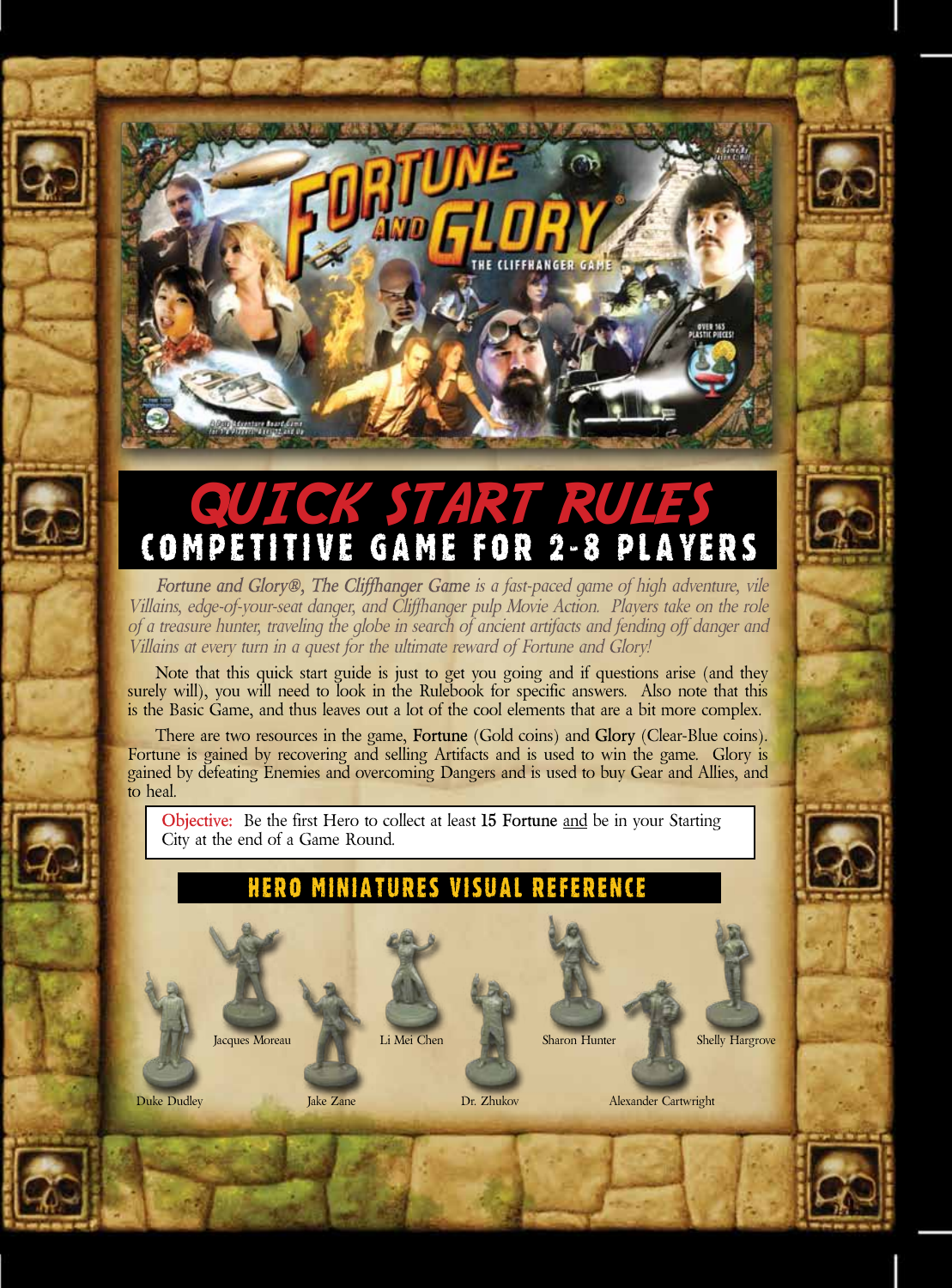# QUICK START RULES

## COMPETITIVE GAME FOR 2-8 PLAYERS

*Fortune and Glory®, The Cliffhanger Game is a fast-paced game of high adventure, vile Villains, edge-of-your-seat danger, and Cliffhanger pulp Movie Action. Players take on the role of a treasure hunter, traveling the globe in search of ancient artifacts and fending off danger and Villains at every turn in a quest for the ultimate reward of Fortune and Glory!*

Note that this quick start guide is just to get you going and if questions arise (and they surely will), you will need to look in the Rulebook for specific answers. Also note that this is the Basic Game, and thus leaves out a lot of the cool elements that are a bit more complex.

There are two resources in the game, **Fortune** (Gold coins) and **Glory** (Clear-Blue coins). Fortune is gained by recovering and selling Artifacts and is used to win the game. Glory is gained by defeating Enemies and overcoming Dangers and is used to buy Gear and Allies, and to heal.

> Objective: Be the first Hero to collect at least **15 Fortune** and be in your Starting City at the end of a Game Round.

### HERO MINIATURES VISUAL REFERENCE

Duke Dudley, Jacques Moreau, Jake Zane, Li Mei Chen, Dr. Zhukov, Sharon Hunter, Alexander Cartwright, Shelly Hargrove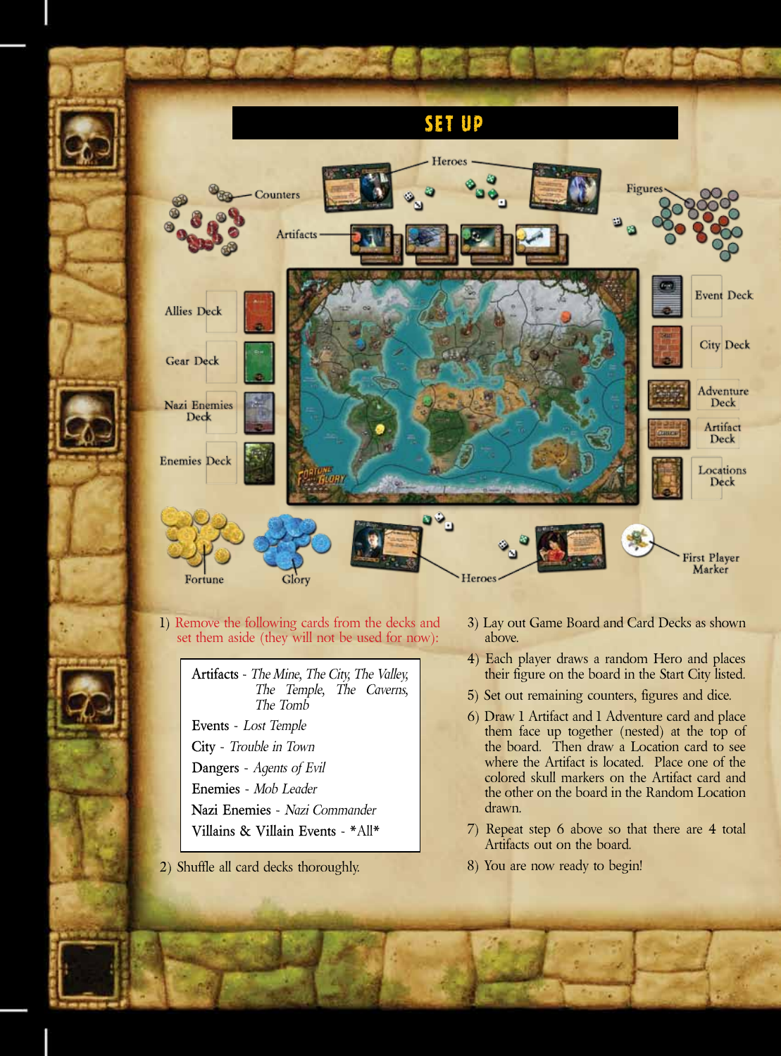# SET UP

Counters

Heroes

Figures

Artifacts

Allies Deck

Gear Deck

Nazi Enemies Deck

Enemies Deck

Event Deck

City Deck

Adventure Deck

Artifact Deck

Locations Deck

Fortune

Glory

Heroes

First Player Marker

1) Remove the following cards from the decks and set them aside (they will not be used for now):

| | |
|---|---|
| Artifacts - | *The Mine, The City, The Valley, The Temple, The Caverns, The Tomb* |
| Events - | *Lost Temple* |
| City - | *Trouble in Town* |
| Dangers - | *Agents of Evil* |
| Enemies - | *Mob Leader* |
| Nazi Enemies - | *Nazi Commander* |
| Villains & Villain Events - | *All* |

2) Shuffle all card decks thoroughly.

3) Lay out Game Board and Card Decks as shown above.

4) Each player draws a random Hero and places their figure on the board in the Start City listed.

5) Set out remaining counters, figures and dice.

6) Draw 1 Artifact and 1 Adventure card and place them face up together (nested) at the top of the board. Then draw a Location card to see where the Artifact is located. Place one of the colored skull markers on the Artifact card and the other on the board in the Random Location drawn.

7) Repeat step 6 above so that there are 4 total Artifacts out on the board.

8) You are now ready to begin!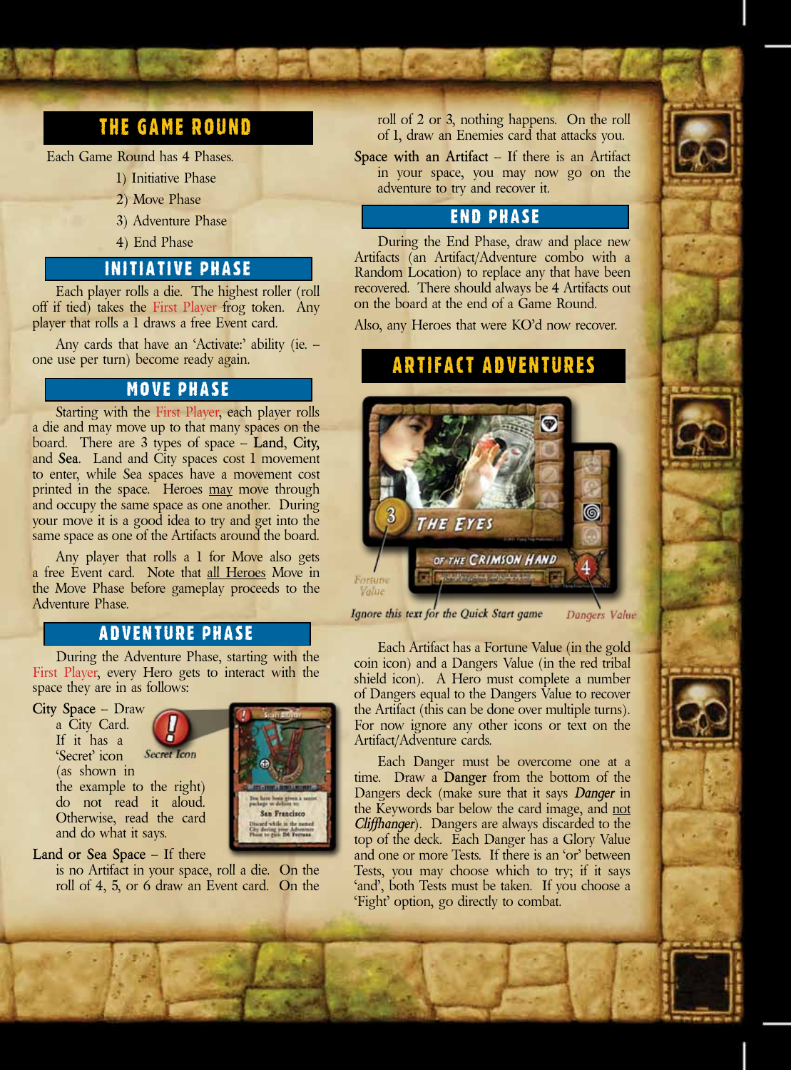## THE GAME ROUND

Each Game Round has 4 Phases.

1) Initiative Phase
2) Move Phase
3) Adventure Phase
4) End Phase

### INITIATIVE PHASE

Each player rolls a die. The highest roller (roll off if tied) takes the First Player frog token. Any player that rolls a 1 draws a free Event card.

Any cards that have an 'Activate:' ability (ie. – one use per turn) become ready again.

### MOVE PHASE

Starting with the First Player, each player rolls a die and may move up to that many spaces on the board. There are 3 types of space – **Land**, **City**, and **Sea**. Land and City spaces cost 1 movement to enter, while Sea spaces have a movement cost printed in the space. Heroes may move through and occupy the same space as one another. During your move it is a good idea to try and get into the same space as one of the Artifacts around the board.

Any player that rolls a 1 for Move also gets a free Event card. Note that all Heroes Move in the Move Phase before gameplay proceeds to the Adventure Phase.

### ADVENTURE PHASE

During the Adventure Phase, starting with the First Player, every Hero gets to interact with the space they are in as follows:

**City Space** – Draw a City Card. If it has a 'Secret' icon (as shown in the example to the right) do not read it aloud. Otherwise, read the card and do what it says.

Secret Icon

**Land or Sea Space** – If there is no Artifact in your space, roll a die. On the roll of 4, 5, or 6 draw an Event card. On the roll of 2 or 3, nothing happens. On the roll of 1, draw an Enemies card that attacks you.

**Space with an Artifact** – If there is an Artifact in your space, you may now go on the adventure to try and recover it.

### END PHASE

During the End Phase, draw and place new Artifacts (an Artifact/Adventure combo with a Random Location) to replace any that have been recovered. There should always be 4 Artifacts out on the board at the end of a Game Round.

Also, any Heroes that were KO'd now recover.

## ARTIFACT ADVENTURES

Fortune Value

*Ignore this text for the Quick Start game*

Dangers Value

Each Artifact has a Fortune Value (in the gold coin icon) and a Dangers Value (in the red tribal shield icon). A Hero must complete a number of Dangers equal to the Dangers Value to recover the Artifact (this can be done over multiple turns). For now ignore any other icons or text on the Artifact/Adventure cards.

Each Danger must be overcome one at a time. Draw a **Danger** from the bottom of the Dangers deck (make sure that it says *Danger* in the Keywords bar below the card image, and not *Cliffhanger*). Dangers are always discarded to the top of the deck. Each Danger has a Glory Value and one or more Tests. If there is an 'or' between Tests, you may choose which to try; if it says 'and', both Tests must be taken. If you choose a 'Fight' option, go directly to combat.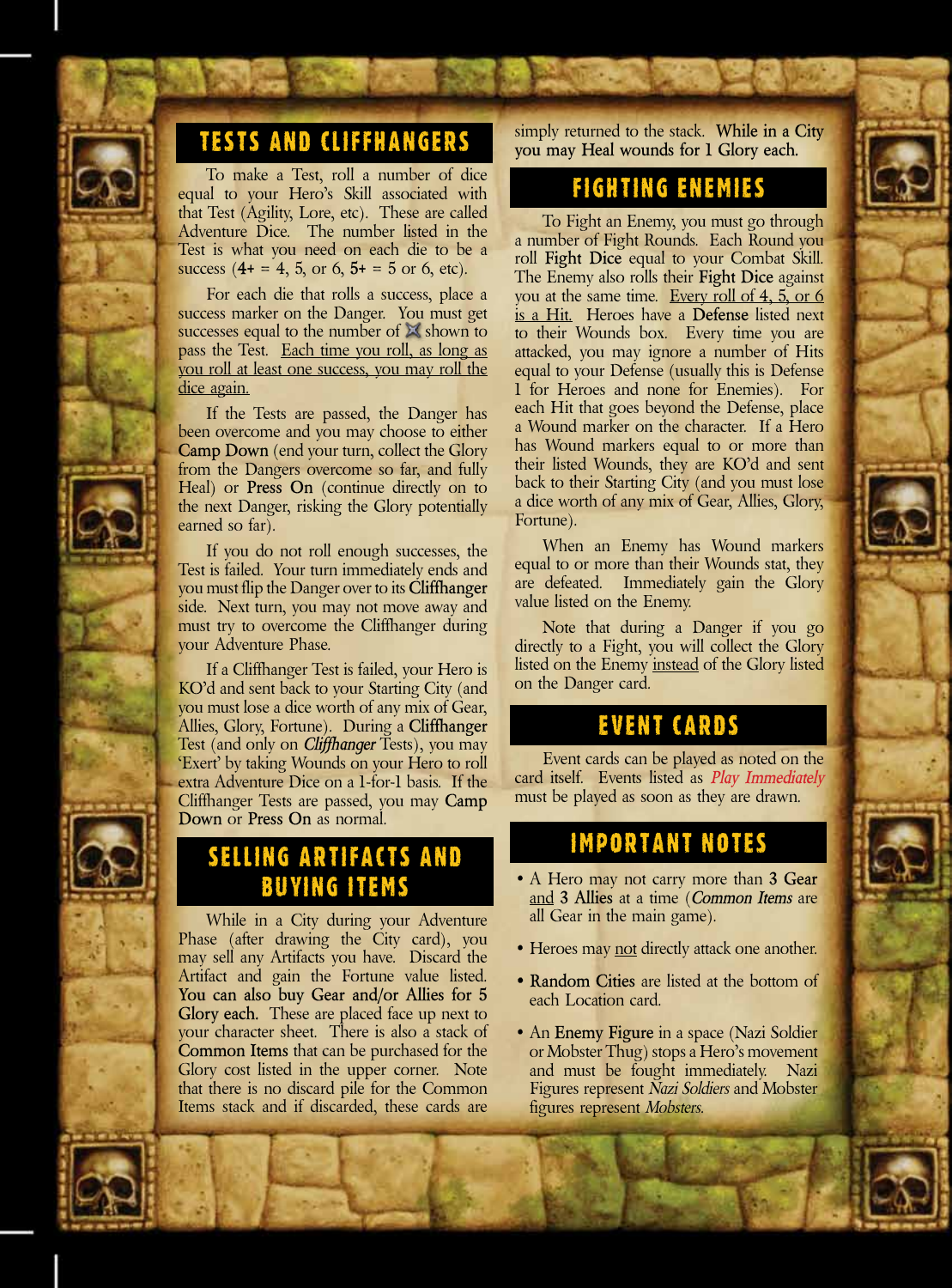## TESTS AND CLIFFHANGERS

To make a Test, roll a number of dice equal to your Hero's Skill associated with that Test (Agility, Lore, etc). These are called Adventure Dice. The number listed in the Test is what you need on each die to be a success (**4+** = 4, 5, or 6, **5+** = 5 or 6, etc).

For each die that rolls a success, place a success marker on the Danger. You must get successes equal to the number of ✖ shown to pass the Test. Each time you roll, as long as you roll at least one success, you may roll the dice again.

If the Tests are passed, the Danger has been overcome and you may choose to either **Camp Down** (end your turn, collect the Glory from the Dangers overcome so far, and fully Heal) or **Press On** (continue directly on to the next Danger, risking the Glory potentially earned so far).

If you do not roll enough successes, the Test is failed. Your turn immediately ends and you must flip the Danger over to its **Cliffhanger** side. Next turn, you may not move away and must try to overcome the Cliffhanger during your Adventure Phase.

If a Cliffhanger Test is failed, your Hero is KO'd and sent back to your Starting City (and you must lose a dice worth of any mix of Gear, Allies, Glory, Fortune). During a **Cliffhanger** Test (and only on *Cliffhanger* Tests), you may 'Exert' by taking Wounds on your Hero to roll extra Adventure Dice on a 1-for-1 basis. If the Cliffhanger Tests are passed, you may **Camp Down** or **Press On** as normal.

## SELLING ARTIFACTS AND BUYING ITEMS

While in a City during your Adventure Phase (after drawing the City card), you may sell any Artifacts you have. Discard the Artifact and gain the Fortune value listed. **You can also buy Gear and/or Allies for 5 Glory each.** These are placed face up next to your character sheet. There is also a stack of **Common Items** that can be purchased for the Glory cost listed in the upper corner. Note that there is no discard pile for the Common Items stack and if discarded, these cards are simply returned to the stack. **While in a City you may Heal wounds for 1 Glory each.**

## FIGHTING ENEMIES

To Fight an Enemy, you must go through a number of Fight Rounds. Each Round you roll **Fight Dice** equal to your Combat Skill. The Enemy also rolls their **Fight Dice** against you at the same time. Every roll of 4, 5, or 6 is a Hit. Heroes have a **Defense** listed next to their Wounds box. Every time you are attacked, you may ignore a number of Hits equal to your Defense (usually this is Defense 1 for Heroes and none for Enemies). For each Hit that goes beyond the Defense, place a Wound marker on the character. If a Hero has Wound markers equal to or more than their listed Wounds, they are KO'd and sent back to their Starting City (and you must lose a dice worth of any mix of Gear, Allies, Glory, Fortune).

When an Enemy has Wound markers equal to or more than their Wounds stat, they are defeated. Immediately gain the Glory value listed on the Enemy.

Note that during a Danger if you go directly to a Fight, you will collect the Glory listed on the Enemy instead of the Glory listed on the Danger card.

## EVENT CARDS

Event cards can be played as noted on the card itself. Events listed as *Play Immediately* must be played as soon as they are drawn.

## IMPORTANT NOTES

- A Hero may not carry more than **3 Gear** and **3 Allies** at a time (*Common Items* are all Gear in the main game).
- Heroes may not directly attack one another.
- **Random Cities** are listed at the bottom of each Location card.
- An **Enemy Figure** in a space (Nazi Soldier or Mobster Thug) stops a Hero's movement and must be fought immediately. Nazi Figures represent *Nazi Soldiers* and Mobster figures represent *Mobsters.*